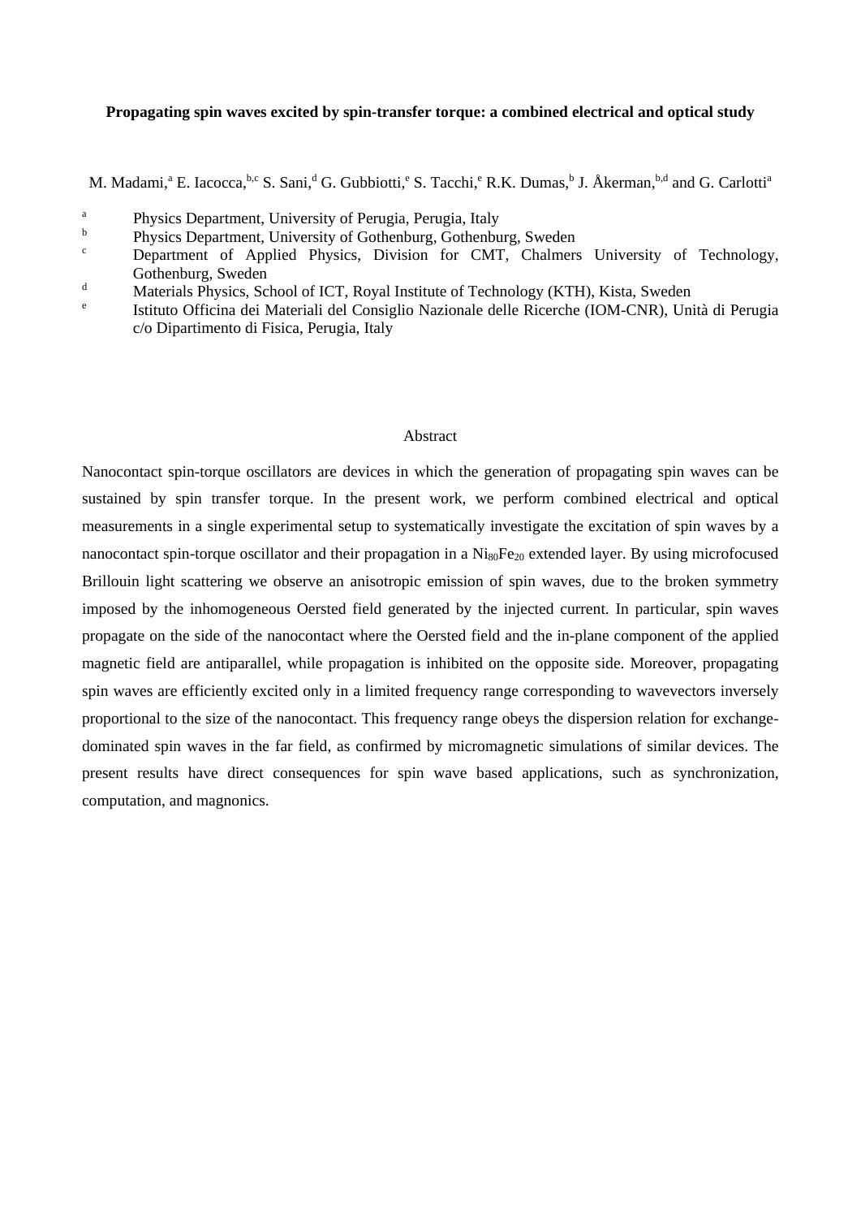**Propagating spin waves excited by spin-transfer torque: a combined electrical and optical study**

M. Madami,[a] E. Iacocca,[b,c] S. Sani,[d] G. Gubbiotti,[e] S. Tacchi,[e] R.K. Dumas,[b] J. Åkerman,[b,d] and G. Carlotti[a]

[a] Physics Department, University of Perugia, Perugia, Italy

[b] Physics Department, University of Gothenburg, Gothenburg, Sweden

[c] Department of Applied Physics, Division for CMT, Chalmers University of Technology, Gothenburg, Sweden

[d] Materials Physics, School of ICT, Royal Institute of Technology (KTH), Kista, Sweden

[e] Istituto Officina dei Materiali del Consiglio Nazionale delle Ricerche (IOM-CNR), Unità di Perugia c/o Dipartimento di Fisica, Perugia, Italy

Abstract

Nanocontact spin-torque oscillators are devices in which the generation of propagating spin waves can be sustained by spin transfer torque. In the present work, we perform combined electrical and optical measurements in a single experimental setup to systematically investigate the excitation of spin waves by a nanocontact spin-torque oscillator and their propagation in a $Ni_{80}Fe_{20}$ extended layer. By using microfocused Brillouin light scattering we observe an anisotropic emission of spin waves, due to the broken symmetry imposed by the inhomogeneous Oersted field generated by the injected current. In particular, spin waves propagate on the side of the nanocontact where the Oersted field and the in-plane component of the applied magnetic field are antiparallel, while propagation is inhibited on the opposite side. Moreover, propagating spin waves are efficiently excited only in a limited frequency range corresponding to wavevectors inversely proportional to the size of the nanocontact. This frequency range obeys the dispersion relation for exchange-dominated spin waves in the far field, as confirmed by micromagnetic simulations of similar devices. The present results have direct consequences for spin wave based applications, such as synchronization, computation, and magnonics.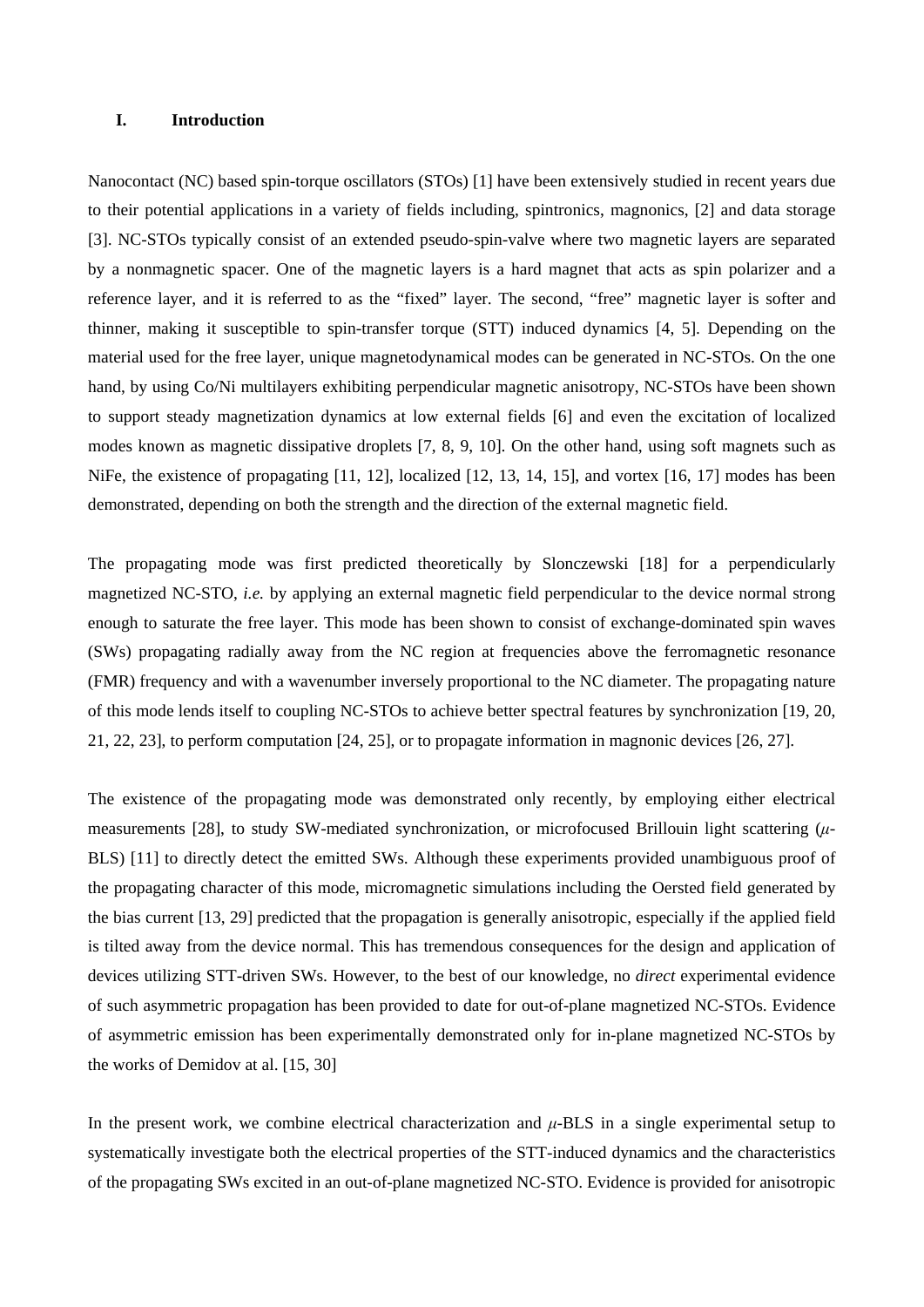## I. Introduction

Nanocontact (NC) based spin-torque oscillators (STOs) [1] have been extensively studied in recent years due to their potential applications in a variety of fields including, spintronics, magnonics, [2] and data storage [3]. NC-STOs typically consist of an extended pseudo-spin-valve where two magnetic layers are separated by a nonmagnetic spacer. One of the magnetic layers is a hard magnet that acts as spin polarizer and a reference layer, and it is referred to as the "fixed" layer. The second, "free" magnetic layer is softer and thinner, making it susceptible to spin-transfer torque (STT) induced dynamics [4, 5]. Depending on the material used for the free layer, unique magnetodynamical modes can be generated in NC-STOs. On the one hand, by using Co/Ni multilayers exhibiting perpendicular magnetic anisotropy, NC-STOs have been shown to support steady magnetization dynamics at low external fields [6] and even the excitation of localized modes known as magnetic dissipative droplets [7, 8, 9, 10]. On the other hand, using soft magnets such as NiFe, the existence of propagating [11, 12], localized [12, 13, 14, 15], and vortex [16, 17] modes has been demonstrated, depending on both the strength and the direction of the external magnetic field.

The propagating mode was first predicted theoretically by Slonczewski [18] for a perpendicularly magnetized NC-STO, *i.e.* by applying an external magnetic field perpendicular to the device normal strong enough to saturate the free layer. This mode has been shown to consist of exchange-dominated spin waves (SWs) propagating radially away from the NC region at frequencies above the ferromagnetic resonance (FMR) frequency and with a wavenumber inversely proportional to the NC diameter. The propagating nature of this mode lends itself to coupling NC-STOs to achieve better spectral features by synchronization [19, 20, 21, 22, 23], to perform computation [24, 25], or to propagate information in magnonic devices [26, 27].

The existence of the propagating mode was demonstrated only recently, by employing either electrical measurements [28], to study SW-mediated synchronization, or microfocused Brillouin light scattering ($\mu$-BLS) [11] to directly detect the emitted SWs. Although these experiments provided unambiguous proof of the propagating character of this mode, micromagnetic simulations including the Oersted field generated by the bias current [13, 29] predicted that the propagation is generally anisotropic, especially if the applied field is tilted away from the device normal. This has tremendous consequences for the design and application of devices utilizing STT-driven SWs. However, to the best of our knowledge, no *direct* experimental evidence of such asymmetric propagation has been provided to date for out-of-plane magnetized NC-STOs. Evidence of asymmetric emission has been experimentally demonstrated only for in-plane magnetized NC-STOs by the works of Demidov at al. [15, 30]

In the present work, we combine electrical characterization and $\mu$-BLS in a single experimental setup to systematically investigate both the electrical properties of the STT-induced dynamics and the characteristics of the propagating SWs excited in an out-of-plane magnetized NC-STO. Evidence is provided for anisotropic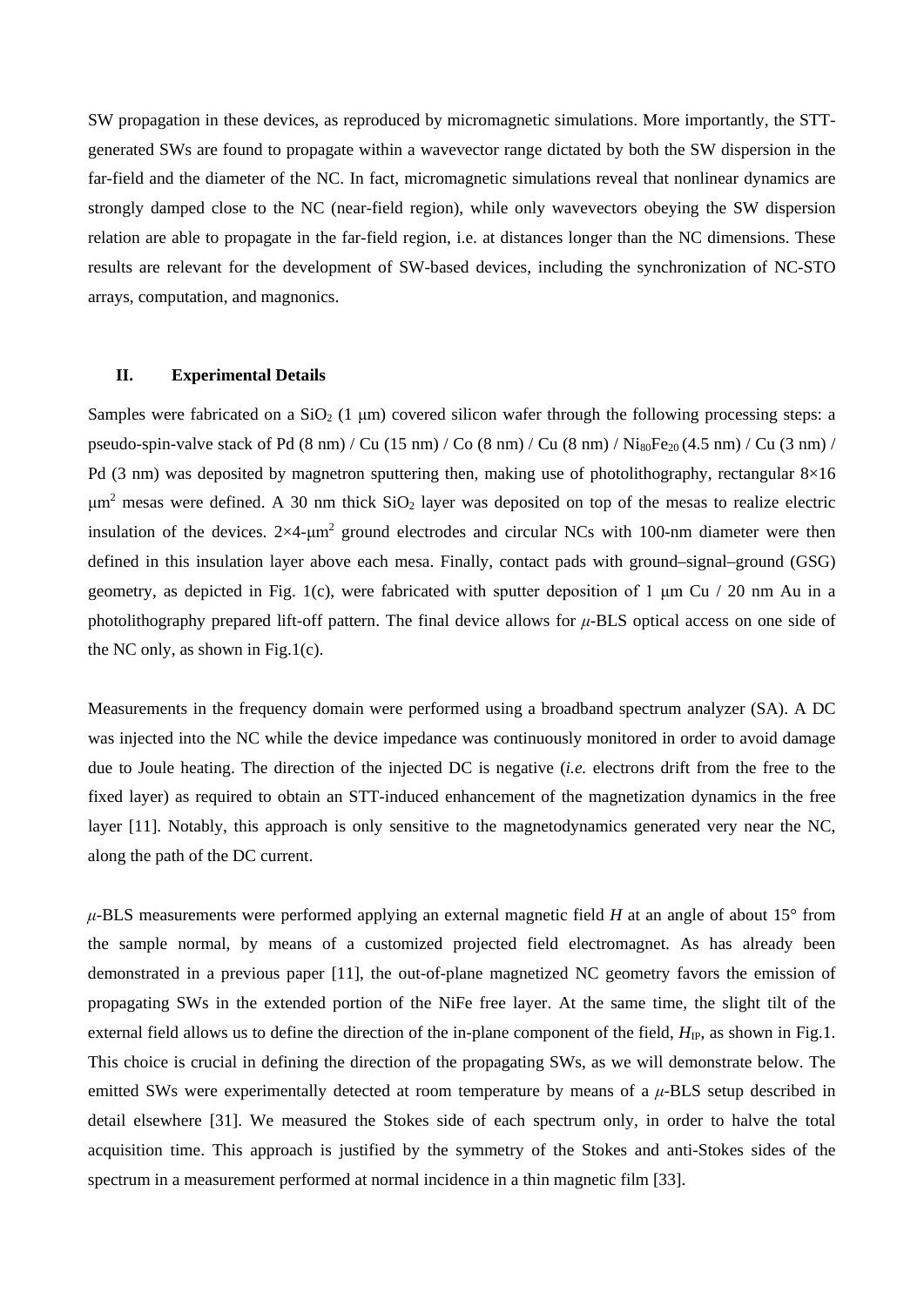SW propagation in these devices, as reproduced by micromagnetic simulations. More importantly, the STT-generated SWs are found to propagate within a wavevector range dictated by both the SW dispersion in the far-field and the diameter of the NC. In fact, micromagnetic simulations reveal that nonlinear dynamics are strongly damped close to the NC (near-field region), while only wavevectors obeying the SW dispersion relation are able to propagate in the far-field region, i.e. at distances longer than the NC dimensions. These results are relevant for the development of SW-based devices, including the synchronization of NC-STO arrays, computation, and magnonics.

## II. Experimental Details

Samples were fabricated on a $SiO_2$ (1 μm) covered silicon wafer through the following processing steps: a pseudo-spin-valve stack of Pd (8 nm) / Cu (15 nm) / Co (8 nm) / Cu (8 nm) / $Ni_{80}Fe_{20}$ (4.5 nm) / Cu (3 nm) / Pd (3 nm) was deposited by magnetron sputtering then, making use of photolithography, rectangular 8×16 $\mu m^2$ mesas were defined. A 30 nm thick $SiO_2$ layer was deposited on top of the mesas to realize electric insulation of the devices. 2×4-$\mu m^2$ ground electrodes and circular NCs with 100-nm diameter were then defined in this insulation layer above each mesa. Finally, contact pads with ground–signal–ground (GSG) geometry, as depicted in Fig. 1(c), were fabricated with sputter deposition of 1 μm Cu / 20 nm Au in a photolithography prepared lift-off pattern. The final device allows for *μ*-BLS optical access on one side of the NC only, as shown in Fig.1(c).

Measurements in the frequency domain were performed using a broadband spectrum analyzer (SA). A DC was injected into the NC while the device impedance was continuously monitored in order to avoid damage due to Joule heating. The direction of the injected DC is negative (*i.e.* electrons drift from the free to the fixed layer) as required to obtain an STT-induced enhancement of the magnetization dynamics in the free layer [11]. Notably, this approach is only sensitive to the magnetodynamics generated very near the NC, along the path of the DC current.

*μ*-BLS measurements were performed applying an external magnetic field $H$ at an angle of about 15° from the sample normal, by means of a customized projected field electromagnet. As has already been demonstrated in a previous paper [11], the out-of-plane magnetized NC geometry favors the emission of propagating SWs in the extended portion of the NiFe free layer. At the same time, the slight tilt of the external field allows us to define the direction of the in-plane component of the field, $H_{IP}$, as shown in Fig.1. This choice is crucial in defining the direction of the propagating SWs, as we will demonstrate below. The emitted SWs were experimentally detected at room temperature by means of a *μ*-BLS setup described in detail elsewhere [31]. We measured the Stokes side of each spectrum only, in order to halve the total acquisition time. This approach is justified by the symmetry of the Stokes and anti-Stokes sides of the spectrum in a measurement performed at normal incidence in a thin magnetic film [33].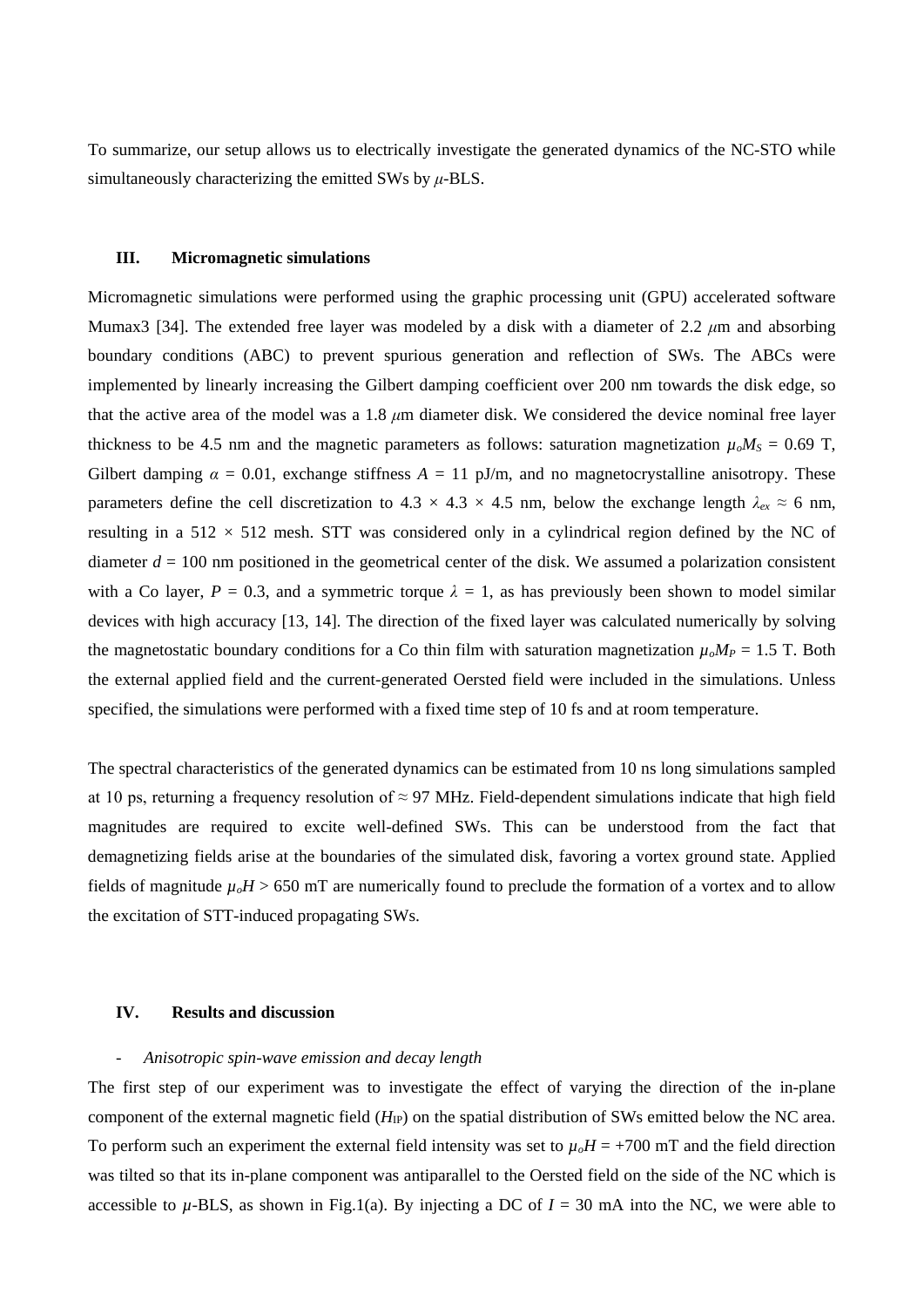To summarize, our setup allows us to electrically investigate the generated dynamics of the NC-STO while simultaneously characterizing the emitted SWs by $\mu$-BLS.

## III. Micromagnetic simulations

Micromagnetic simulations were performed using the graphic processing unit (GPU) accelerated software Mumax3 [34]. The extended free layer was modeled by a disk with a diameter of 2.2 $\mu$m and absorbing boundary conditions (ABC) to prevent spurious generation and reflection of SWs. The ABCs were implemented by linearly increasing the Gilbert damping coefficient over 200 nm towards the disk edge, so that the active area of the model was a 1.8 $\mu$m diameter disk. We considered the device nominal free layer thickness to be 4.5 nm and the magnetic parameters as follows: saturation magnetization $\mu_o M_S$ = 0.69 T, Gilbert damping $\alpha$ = 0.01, exchange stiffness $A$ = 11 pJ/m, and no magnetocrystalline anisotropy. These parameters define the cell discretization to 4.3 × 4.3 × 4.5 nm, below the exchange length $\lambda_{ex} \approx$ 6 nm, resulting in a 512 × 512 mesh. STT was considered only in a cylindrical region defined by the NC of diameter $d$ = 100 nm positioned in the geometrical center of the disk. We assumed a polarization consistent with a Co layer, $P$ = 0.3, and a symmetric torque $\lambda$ = 1, as has previously been shown to model similar devices with high accuracy [13, 14]. The direction of the fixed layer was calculated numerically by solving the magnetostatic boundary conditions for a Co thin film with saturation magnetization $\mu_o M_P$ = 1.5 T. Both the external applied field and the current-generated Oersted field were included in the simulations. Unless specified, the simulations were performed with a fixed time step of 10 fs and at room temperature.

The spectral characteristics of the generated dynamics can be estimated from 10 ns long simulations sampled at 10 ps, returning a frequency resolution of ≈ 97 MHz. Field-dependent simulations indicate that high field magnitudes are required to excite well-defined SWs. This can be understood from the fact that demagnetizing fields arise at the boundaries of the simulated disk, favoring a vortex ground state. Applied fields of magnitude $\mu_o H$ > 650 mT are numerically found to preclude the formation of a vortex and to allow the excitation of STT-induced propagating SWs.

## IV. Results and discussion

- *Anisotropic spin-wave emission and decay length*

The first step of our experiment was to investigate the effect of varying the direction of the in-plane component of the external magnetic field ($H_{IP}$) on the spatial distribution of SWs emitted below the NC area. To perform such an experiment the external field intensity was set to $\mu_o H$ = +700 mT and the field direction was tilted so that its in-plane component was antiparallel to the Oersted field on the side of the NC which is accessible to $\mu$-BLS, as shown in Fig.1(a). By injecting a DC of $I$ = 30 mA into the NC, we were able to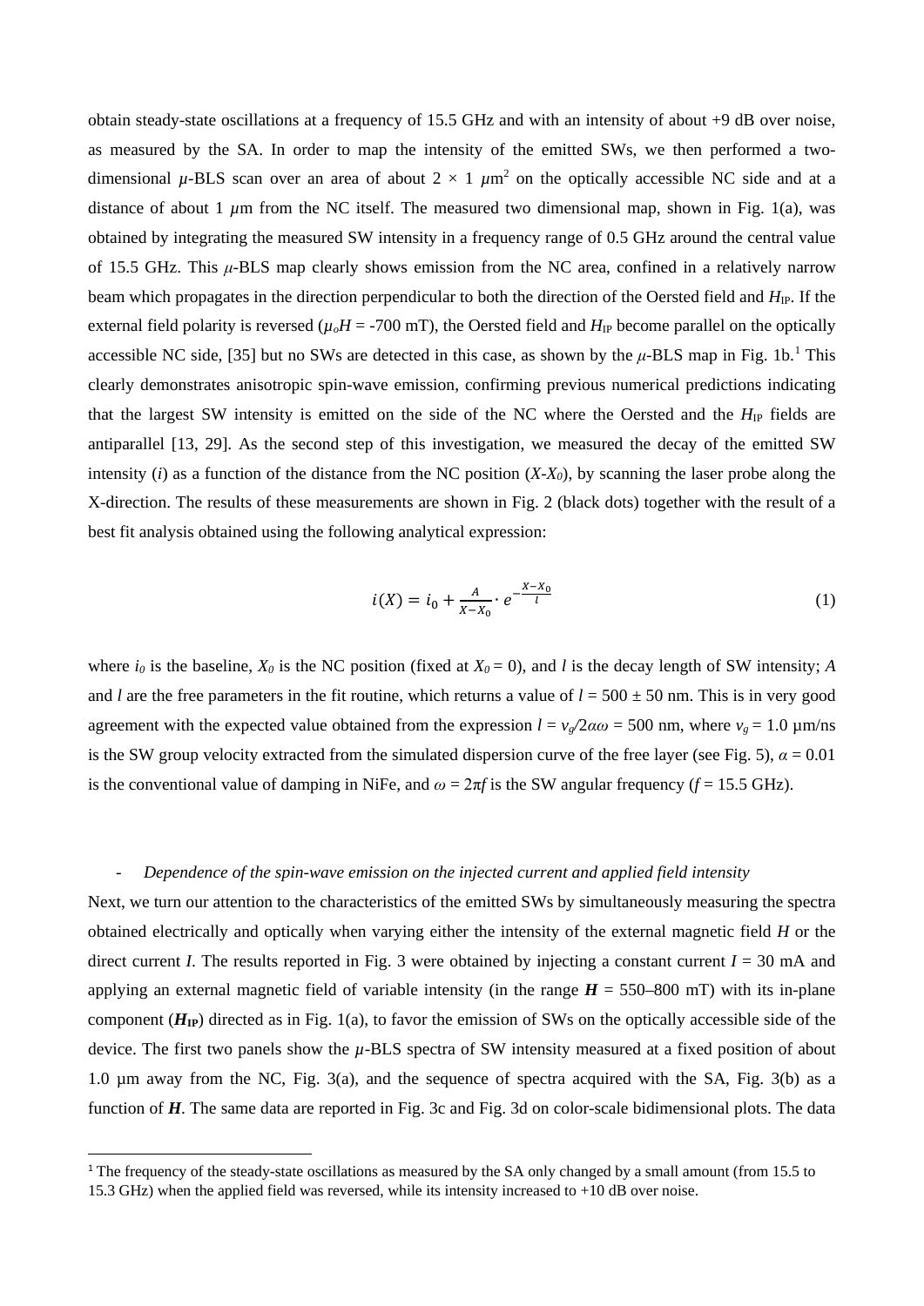obtain steady-state oscillations at a frequency of 15.5 GHz and with an intensity of about +9 dB over noise, as measured by the SA. In order to map the intensity of the emitted SWs, we then performed a two-dimensional $\mu$-BLS scan over an area of about $2 \times 1$ $\mu$m$^2$ on the optically accessible NC side and at a distance of about 1 $\mu$m from the NC itself. The measured two dimensional map, shown in Fig. 1(a), was obtained by integrating the measured SW intensity in a frequency range of 0.5 GHz around the central value of 15.5 GHz. This $\mu$-BLS map clearly shows emission from the NC area, confined in a relatively narrow beam which propagates in the direction perpendicular to both the direction of the Oersted field and $H_{IP}$. If the external field polarity is reversed ($\mu_o H$ = -700 mT), the Oersted field and $H_{IP}$ become parallel on the optically accessible NC side, [35] but no SWs are detected in this case, as shown by the $\mu$-BLS map in Fig. 1b.[1] This clearly demonstrates anisotropic spin-wave emission, confirming previous numerical predictions indicating that the largest SW intensity is emitted on the side of the NC where the Oersted and the $H_{IP}$ fields are antiparallel [13, 29]. As the second step of this investigation, we measured the decay of the emitted SW intensity ($i$) as a function of the distance from the NC position ($X$-$X_0$), by scanning the laser probe along the X-direction. The results of these measurements are shown in Fig. 2 (black dots) together with the result of a best fit analysis obtained using the following analytical expression:

$$i(X) = i_0 + \frac{A}{X - X_0} \cdot e^{-\frac{X - X_0}{l}} \tag{1}$$

where $i_0$ is the baseline, $X_0$ is the NC position (fixed at $X_0 = 0$), and $l$ is the decay length of SW intensity; $A$ and $l$ are the free parameters in the fit routine, which returns a value of $l = 500 \pm 50$ nm. This is in very good agreement with the expected value obtained from the expression $l = v_g/2\alpha\omega = 500$ nm, where $v_g = 1.0$ μm/ns is the SW group velocity extracted from the simulated dispersion curve of the free layer (see Fig. 5), $\alpha = 0.01$ is the conventional value of damping in NiFe, and $\omega = 2\pi f$ is the SW angular frequency ($f$ = 15.5 GHz).

- *Dependence of the spin-wave emission on the injected current and applied field intensity*

Next, we turn our attention to the characteristics of the emitted SWs by simultaneously measuring the spectra obtained electrically and optically when varying either the intensity of the external magnetic field $H$ or the direct current $I$. The results reported in Fig. 3 were obtained by injecting a constant current $I$ = 30 mA and applying an external magnetic field of variable intensity (in the range $\boldsymbol{H}$ = 550–800 mT) with its in-plane component ($\boldsymbol{H}_{\mathbf{IP}}$) directed as in Fig. 1(a), to favor the emission of SWs on the optically accessible side of the device. The first two panels show the $\mu$-BLS spectra of SW intensity measured at a fixed position of about 1.0 μm away from the NC, Fig. 3(a), and the sequence of spectra acquired with the SA, Fig. 3(b) as a function of $\boldsymbol{H}$. The same data are reported in Fig. 3c and Fig. 3d on color-scale bidimensional plots. The data

[1] The frequency of the steady-state oscillations as measured by the SA only changed by a small amount (from 15.5 to 15.3 GHz) when the applied field was reversed, while its intensity increased to +10 dB over noise.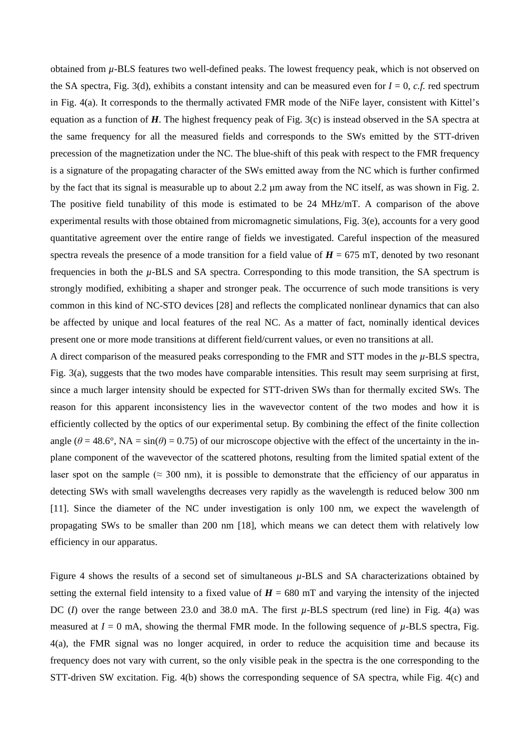obtained from $\mu$-BLS features two well-defined peaks. The lowest frequency peak, which is not observed on the SA spectra, Fig. 3(d), exhibits a constant intensity and can be measured even for $I = 0$, *c.f.* red spectrum in Fig. 4(a). It corresponds to the thermally activated FMR mode of the NiFe layer, consistent with Kittel's equation as a function of $\boldsymbol{H}$. The highest frequency peak of Fig. 3(c) is instead observed in the SA spectra at the same frequency for all the measured fields and corresponds to the SWs emitted by the STT-driven precession of the magnetization under the NC. The blue-shift of this peak with respect to the FMR frequency is a signature of the propagating character of the SWs emitted away from the NC which is further confirmed by the fact that its signal is measurable up to about 2.2 μm away from the NC itself, as was shown in Fig. 2. The positive field tunability of this mode is estimated to be 24 MHz/mT. A comparison of the above experimental results with those obtained from micromagnetic simulations, Fig. 3(e), accounts for a very good quantitative agreement over the entire range of fields we investigated. Careful inspection of the measured spectra reveals the presence of a mode transition for a field value of $\boldsymbol{H} = 675$ mT, denoted by two resonant frequencies in both the $\mu$-BLS and SA spectra. Corresponding to this mode transition, the SA spectrum is strongly modified, exhibiting a shaper and stronger peak. The occurrence of such mode transitions is very common in this kind of NC-STO devices [28] and reflects the complicated nonlinear dynamics that can also be affected by unique and local features of the real NC. As a matter of fact, nominally identical devices present one or more mode transitions at different field/current values, or even no transitions at all.

A direct comparison of the measured peaks corresponding to the FMR and STT modes in the $\mu$-BLS spectra, Fig. 3(a), suggests that the two modes have comparable intensities. This result may seem surprising at first, since a much larger intensity should be expected for STT-driven SWs than for thermally excited SWs. The reason for this apparent inconsistency lies in the wavevector content of the two modes and how it is efficiently collected by the optics of our experimental setup. By combining the effect of the finite collection angle ($\theta = 48.6°$, NA = $\sin(\theta) = 0.75$) of our microscope objective with the effect of the uncertainty in the in-plane component of the wavevector of the scattered photons, resulting from the limited spatial extent of the laser spot on the sample (≈ 300 nm), it is possible to demonstrate that the efficiency of our apparatus in detecting SWs with small wavelengths decreases very rapidly as the wavelength is reduced below 300 nm [11]. Since the diameter of the NC under investigation is only 100 nm, we expect the wavelength of propagating SWs to be smaller than 200 nm [18], which means we can detect them with relatively low efficiency in our apparatus.

Figure 4 shows the results of a second set of simultaneous $\mu$-BLS and SA characterizations obtained by setting the external field intensity to a fixed value of $\boldsymbol{H} = 680$ mT and varying the intensity of the injected DC ($I$) over the range between 23.0 and 38.0 mA. The first $\mu$-BLS spectrum (red line) in Fig. 4(a) was measured at $I = 0$ mA, showing the thermal FMR mode. In the following sequence of $\mu$-BLS spectra, Fig. 4(a), the FMR signal was no longer acquired, in order to reduce the acquisition time and because its frequency does not vary with current, so the only visible peak in the spectra is the one corresponding to the STT-driven SW excitation. Fig. 4(b) shows the corresponding sequence of SA spectra, while Fig. 4(c) and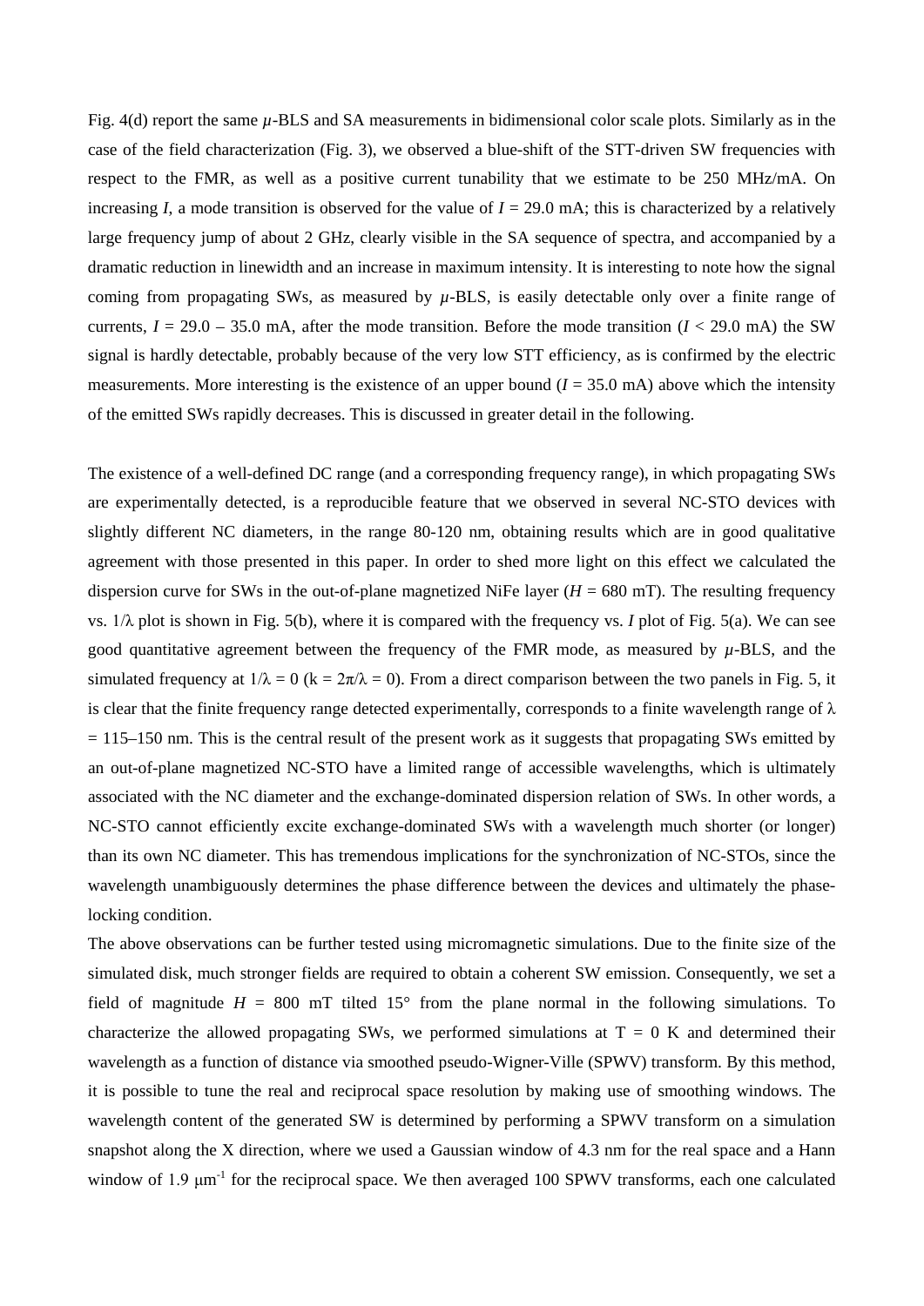Fig. 4(d) report the same $\mu$-BLS and SA measurements in bidimensional color scale plots. Similarly as in the case of the field characterization (Fig. 3), we observed a blue-shift of the STT-driven SW frequencies with respect to the FMR, as well as a positive current tunability that we estimate to be 250 MHz/mA. On increasing $I$, a mode transition is observed for the value of $I$ = 29.0 mA; this is characterized by a relatively large frequency jump of about 2 GHz, clearly visible in the SA sequence of spectra, and accompanied by a dramatic reduction in linewidth and an increase in maximum intensity. It is interesting to note how the signal coming from propagating SWs, as measured by $\mu$-BLS, is easily detectable only over a finite range of currents, $I$ = 29.0 – 35.0 mA, after the mode transition. Before the mode transition ($I$ < 29.0 mA) the SW signal is hardly detectable, probably because of the very low STT efficiency, as is confirmed by the electric measurements. More interesting is the existence of an upper bound ($I$ = 35.0 mA) above which the intensity of the emitted SWs rapidly decreases. This is discussed in greater detail in the following.

The existence of a well-defined DC range (and a corresponding frequency range), in which propagating SWs are experimentally detected, is a reproducible feature that we observed in several NC-STO devices with slightly different NC diameters, in the range 80-120 nm, obtaining results which are in good qualitative agreement with those presented in this paper. In order to shed more light on this effect we calculated the dispersion curve for SWs in the out-of-plane magnetized NiFe layer ($H$ = 680 mT). The resulting frequency vs. $1/\lambda$ plot is shown in Fig. 5(b), where it is compared with the frequency vs. $I$ plot of Fig. 5(a). We can see good quantitative agreement between the frequency of the FMR mode, as measured by $\mu$-BLS, and the simulated frequency at $1/\lambda = 0$ ($k = 2\pi/\lambda = 0$). From a direct comparison between the two panels in Fig. 5, it is clear that the finite frequency range detected experimentally, corresponds to a finite wavelength range of $\lambda$ = 115–150 nm. This is the central result of the present work as it suggests that propagating SWs emitted by an out-of-plane magnetized NC-STO have a limited range of accessible wavelengths, which is ultimately associated with the NC diameter and the exchange-dominated dispersion relation of SWs. In other words, a NC-STO cannot efficiently excite exchange-dominated SWs with a wavelength much shorter (or longer) than its own NC diameter. This has tremendous implications for the synchronization of NC-STOs, since the wavelength unambiguously determines the phase difference between the devices and ultimately the phase-locking condition.

The above observations can be further tested using micromagnetic simulations. Due to the finite size of the simulated disk, much stronger fields are required to obtain a coherent SW emission. Consequently, we set a field of magnitude $H$ = 800 mT tilted 15° from the plane normal in the following simulations. To characterize the allowed propagating SWs, we performed simulations at T = 0 K and determined their wavelength as a function of distance via smoothed pseudo-Wigner-Ville (SPWV) transform. By this method, it is possible to tune the real and reciprocal space resolution by making use of smoothing windows. The wavelength content of the generated SW is determined by performing a SPWV transform on a simulation snapshot along the X direction, where we used a Gaussian window of 4.3 nm for the real space and a Hann window of 1.9 $\mu m^{-1}$ for the reciprocal space. We then averaged 100 SPWV transforms, each one calculated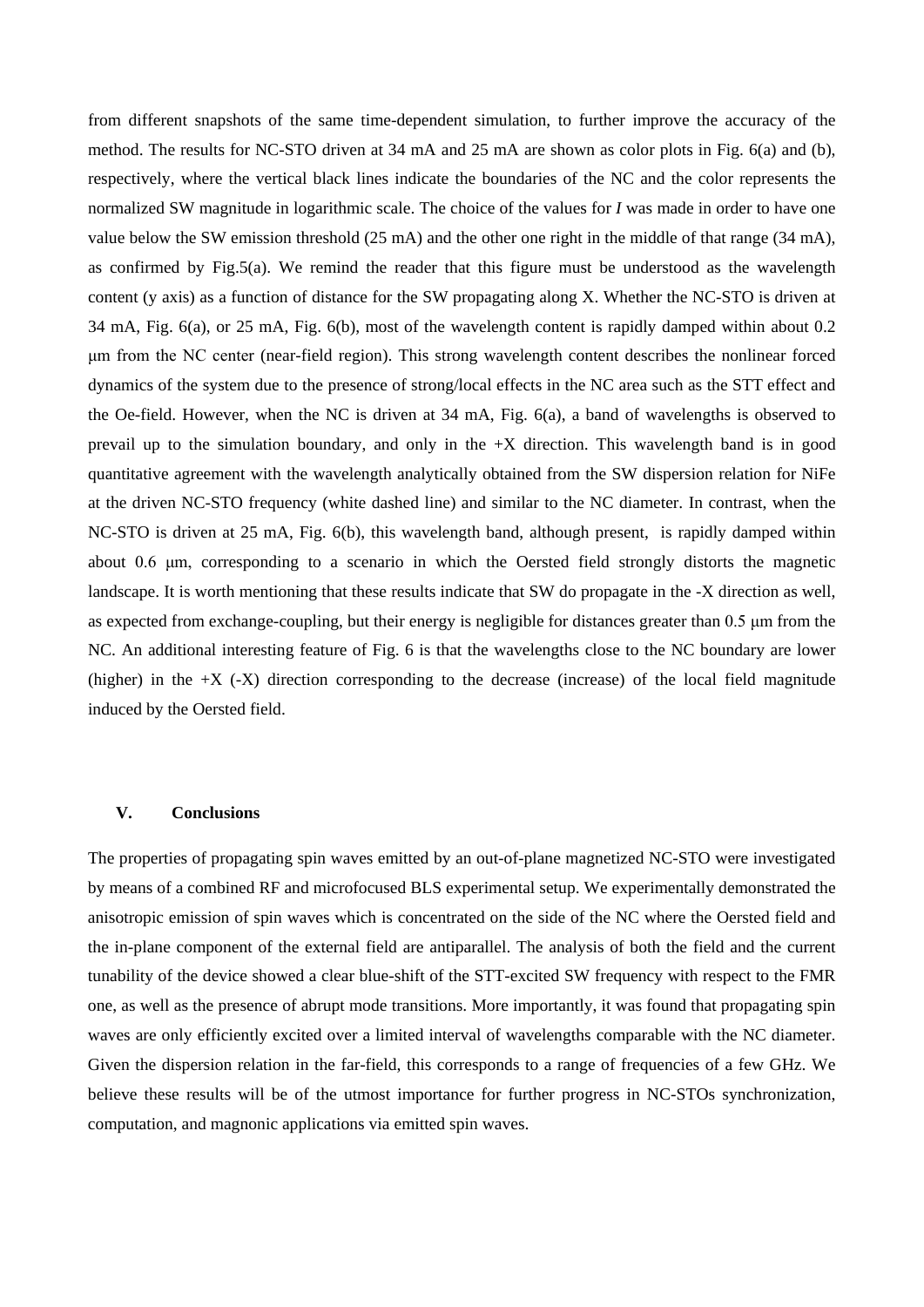from different snapshots of the same time-dependent simulation, to further improve the accuracy of the method. The results for NC-STO driven at 34 mA and 25 mA are shown as color plots in Fig. 6(a) and (b), respectively, where the vertical black lines indicate the boundaries of the NC and the color represents the normalized SW magnitude in logarithmic scale. The choice of the values for *I* was made in order to have one value below the SW emission threshold (25 mA) and the other one right in the middle of that range (34 mA), as confirmed by Fig.5(a). We remind the reader that this figure must be understood as the wavelength content (y axis) as a function of distance for the SW propagating along X. Whether the NC-STO is driven at 34 mA, Fig. 6(a), or 25 mA, Fig. 6(b), most of the wavelength content is rapidly damped within about 0.2 μm from the NC center (near-field region). This strong wavelength content describes the nonlinear forced dynamics of the system due to the presence of strong/local effects in the NC area such as the STT effect and the Oe-field. However, when the NC is driven at 34 mA, Fig. 6(a), a band of wavelengths is observed to prevail up to the simulation boundary, and only in the +X direction. This wavelength band is in good quantitative agreement with the wavelength analytically obtained from the SW dispersion relation for NiFe at the driven NC-STO frequency (white dashed line) and similar to the NC diameter. In contrast, when the NC-STO is driven at 25 mA, Fig. 6(b), this wavelength band, although present, is rapidly damped within about 0.6 μm, corresponding to a scenario in which the Oersted field strongly distorts the magnetic landscape. It is worth mentioning that these results indicate that SW do propagate in the -X direction as well, as expected from exchange-coupling, but their energy is negligible for distances greater than 0.5 μm from the NC. An additional interesting feature of Fig. 6 is that the wavelengths close to the NC boundary are lower (higher) in the +X (-X) direction corresponding to the decrease (increase) of the local field magnitude induced by the Oersted field.

## V. Conclusions

The properties of propagating spin waves emitted by an out-of-plane magnetized NC-STO were investigated by means of a combined RF and microfocused BLS experimental setup. We experimentally demonstrated the anisotropic emission of spin waves which is concentrated on the side of the NC where the Oersted field and the in-plane component of the external field are antiparallel. The analysis of both the field and the current tunability of the device showed a clear blue-shift of the STT-excited SW frequency with respect to the FMR one, as well as the presence of abrupt mode transitions. More importantly, it was found that propagating spin waves are only efficiently excited over a limited interval of wavelengths comparable with the NC diameter. Given the dispersion relation in the far-field, this corresponds to a range of frequencies of a few GHz. We believe these results will be of the utmost importance for further progress in NC-STOs synchronization, computation, and magnonic applications via emitted spin waves.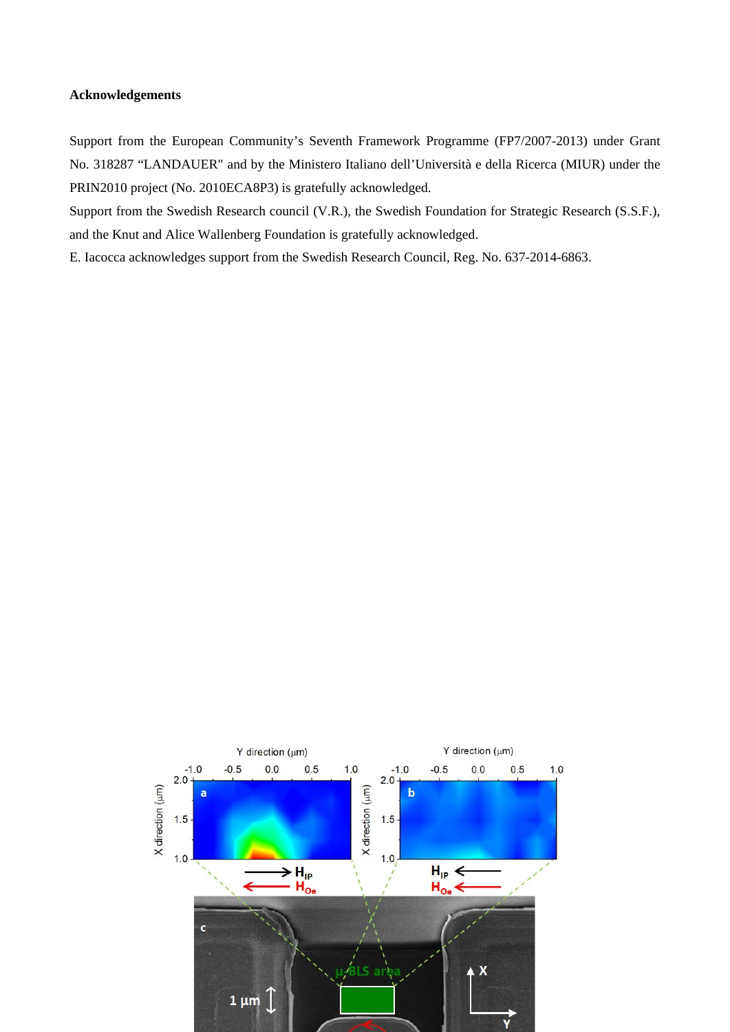**Acknowledgements**

Support from the European Community's Seventh Framework Programme (FP7/2007-2013) under Grant No. 318287 "LANDAUER" and by the Ministero Italiano dell'Università e della Ricerca (MIUR) under the PRIN2010 project (No. 2010ECA8P3) is gratefully acknowledged.

Support from the Swedish Research council (V.R.), the Swedish Foundation for Strategic Research (S.S.F.), and the Knut and Alice Wallenberg Foundation is gratefully acknowledged.

E. Iacocca acknowledges support from the Swedish Research Council, Reg. No. 637-2014-6863.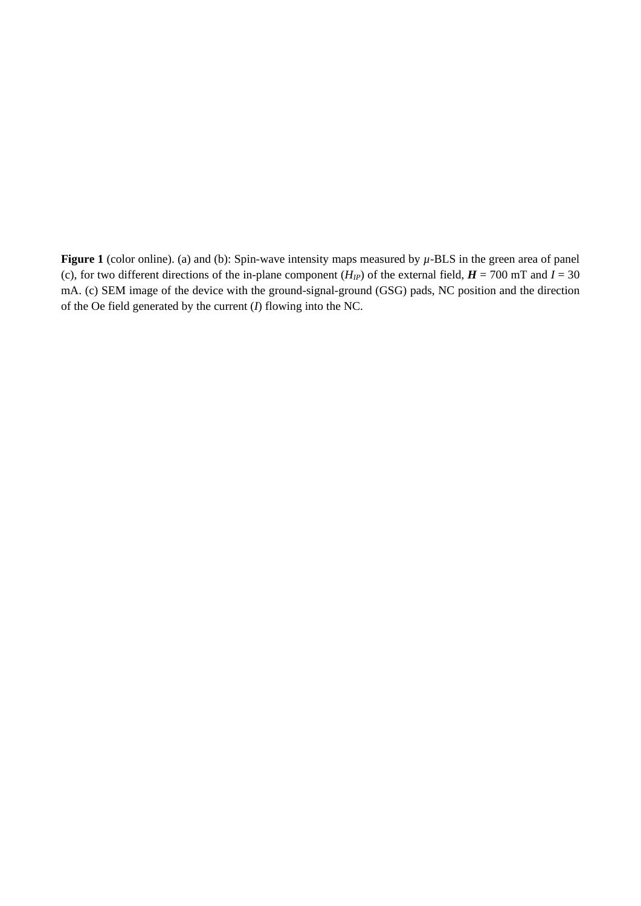**Figure 1** (color online). (a) and (b): Spin-wave intensity maps measured by $\mu$-BLS in the green area of panel (c), for two different directions of the in-plane component ($H_{IP}$) of the external field, $\boldsymbol{H}$ = 700 mT and $I$ = 30 mA. (c) SEM image of the device with the ground-signal-ground (GSG) pads, NC position and the direction of the Oe field generated by the current ($I$) flowing into the NC.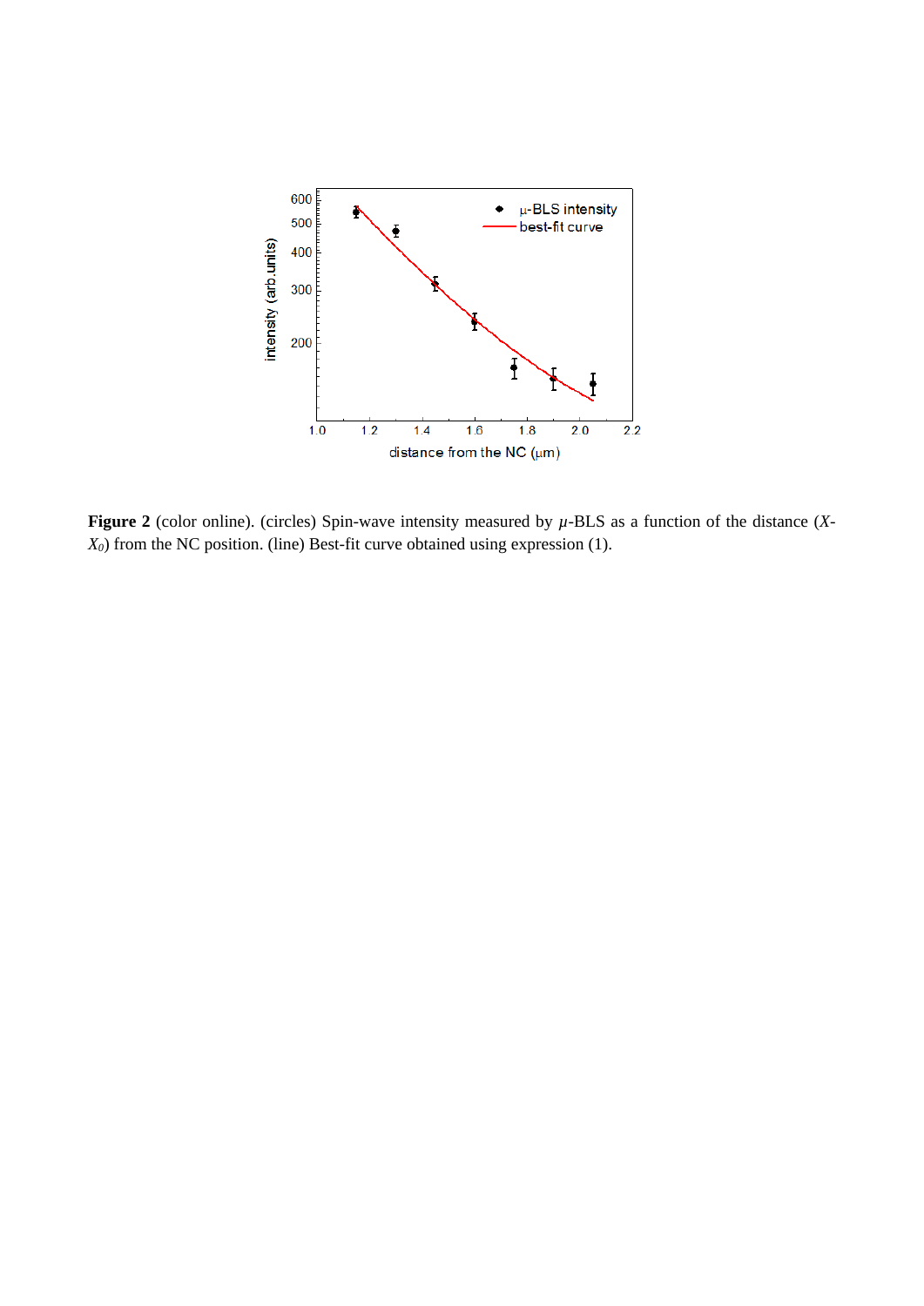**Figure 2** (color online). (circles) Spin-wave intensity measured by $\mu$-BLS as a function of the distance ($X$-$X_0$) from the NC position. (line) Best-fit curve obtained using expression (1).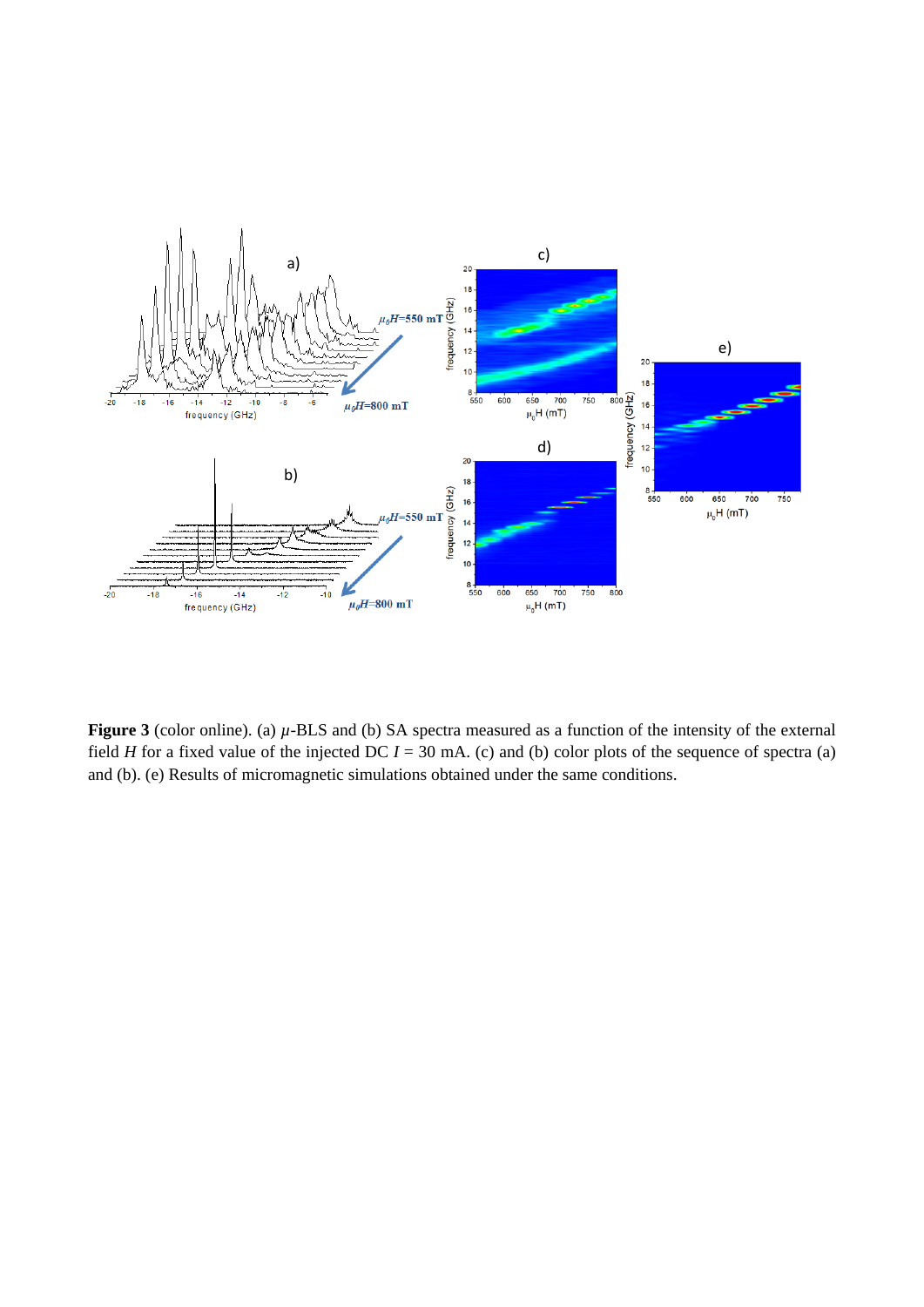**Figure 3** (color online). (a) $\mu$-BLS and (b) SA spectra measured as a function of the intensity of the external field $H$ for a fixed value of the injected DC $I$ = 30 mA. (c) and (b) color plots of the sequence of spectra (a) and (b). (e) Results of micromagnetic simulations obtained under the same conditions.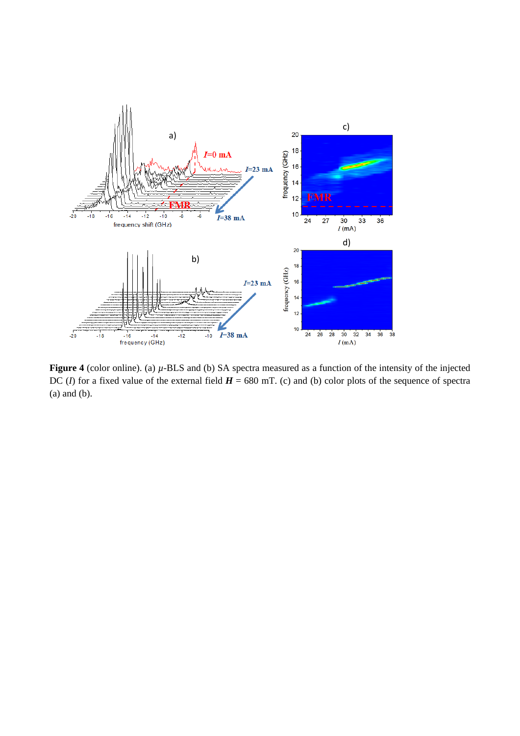**Figure 4** (color online). (a) $\mu$-BLS and (b) SA spectra measured as a function of the intensity of the injected DC ($I$) for a fixed value of the external field $\boldsymbol{H}$ = 680 mT. (c) and (b) color plots of the sequence of spectra (a) and (b).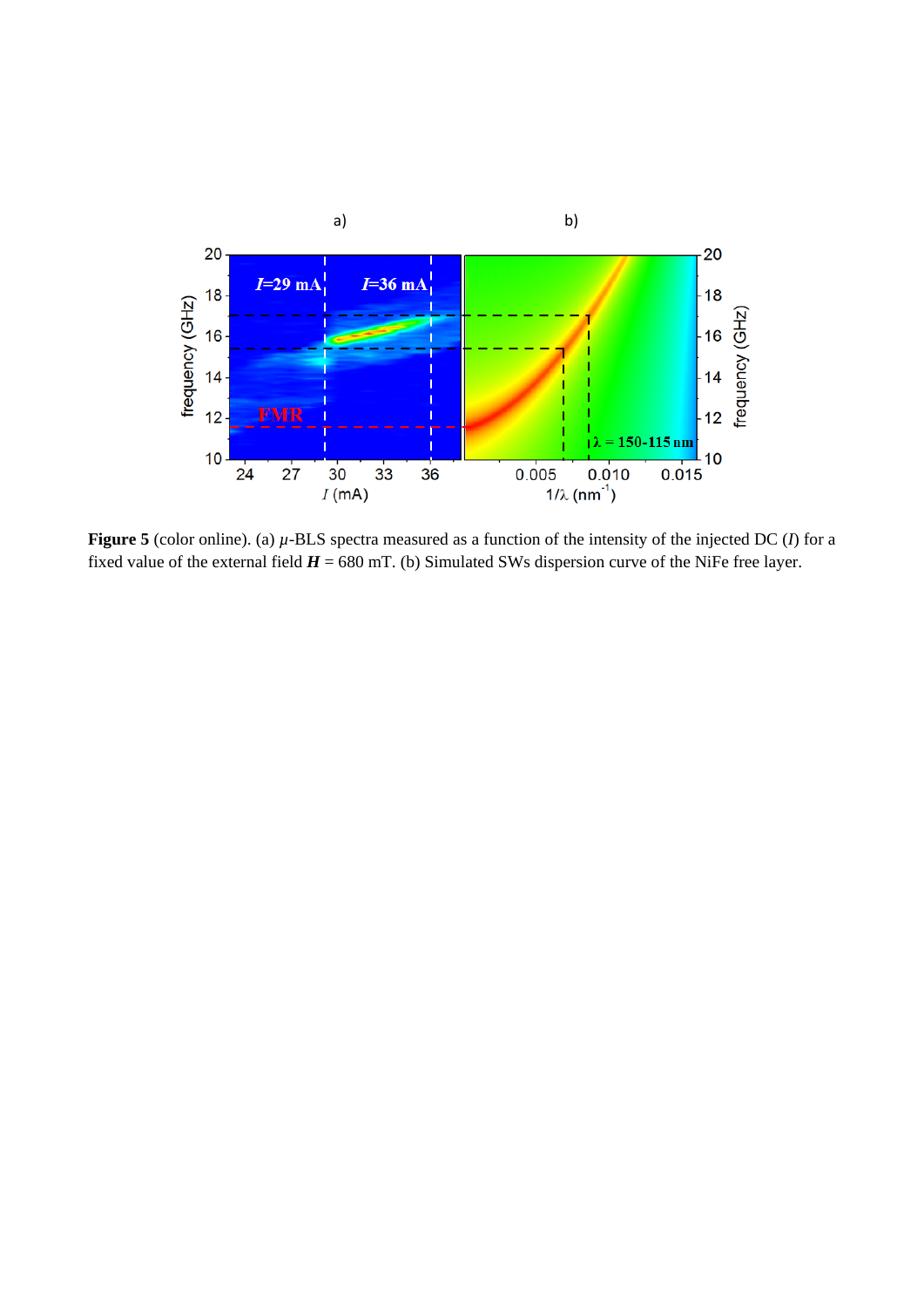**Figure 5** (color online). (a) $\mu$-BLS spectra measured as a function of the intensity of the injected DC ($I$) for a fixed value of the external field $\boldsymbol{H}$ = 680 mT. (b) Simulated SWs dispersion curve of the NiFe free layer.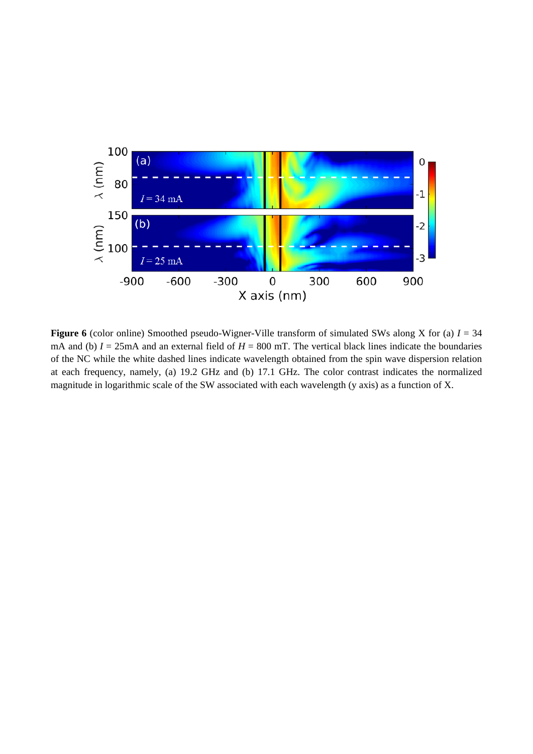**Figure 6** (color online) Smoothed pseudo-Wigner-Ville transform of simulated SWs along X for (a) $I$ = 34 mA and (b) $I$ = 25mA and an external field of $H$ = 800 mT. The vertical black lines indicate the boundaries of the NC while the white dashed lines indicate wavelength obtained from the spin wave dispersion relation at each frequency, namely, (a) 19.2 GHz and (b) 17.1 GHz. The color contrast indicates the normalized magnitude in logarithmic scale of the SW associated with each wavelength (y axis) as a function of X.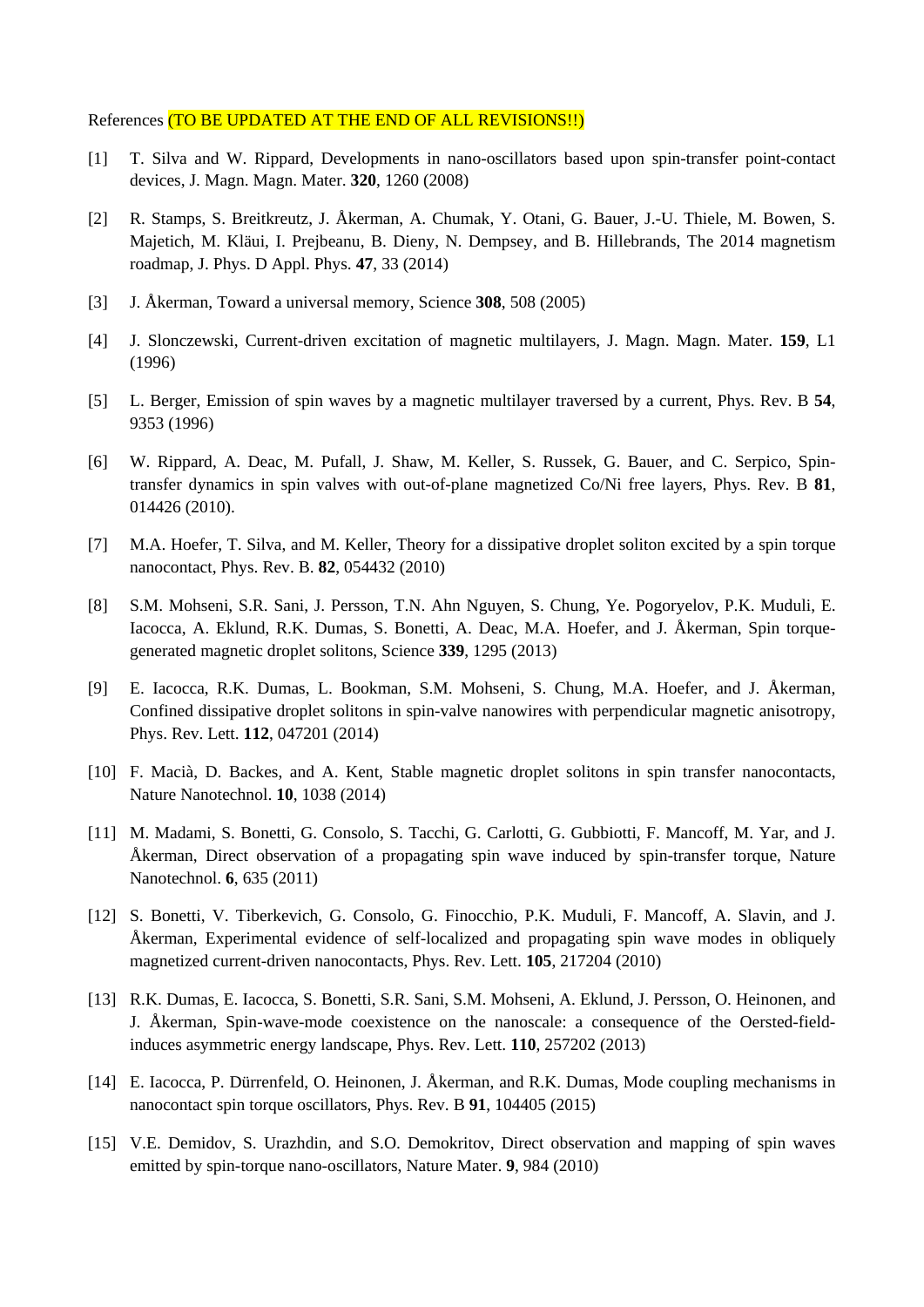References (TO BE UPDATED AT THE END OF ALL REVISIONS!!)

[1] T. Silva and W. Rippard, Developments in nano-oscillators based upon spin-transfer point-contact devices, J. Magn. Magn. Mater. **320**, 1260 (2008)

[2] R. Stamps, S. Breitkreutz, J. Åkerman, A. Chumak, Y. Otani, G. Bauer, J.-U. Thiele, M. Bowen, S. Majetich, M. Kläui, I. Prejbeanu, B. Dieny, N. Dempsey, and B. Hillebrands, The 2014 magnetism roadmap, J. Phys. D Appl. Phys. **47**, 33 (2014)

[3] J. Åkerman, Toward a universal memory, Science **308**, 508 (2005)

[4] J. Slonczewski, Current-driven excitation of magnetic multilayers, J. Magn. Magn. Mater. **159**, L1 (1996)

[5] L. Berger, Emission of spin waves by a magnetic multilayer traversed by a current, Phys. Rev. B **54**, 9353 (1996)

[6] W. Rippard, A. Deac, M. Pufall, J. Shaw, M. Keller, S. Russek, G. Bauer, and C. Serpico, Spin-transfer dynamics in spin valves with out-of-plane magnetized Co/Ni free layers, Phys. Rev. B **81**, 014426 (2010).

[7] M.A. Hoefer, T. Silva, and M. Keller, Theory for a dissipative droplet soliton excited by a spin torque nanocontact, Phys. Rev. B. **82**, 054432 (2010)

[8] S.M. Mohseni, S.R. Sani, J. Persson, T.N. Ahn Nguyen, S. Chung, Ye. Pogoryelov, P.K. Muduli, E. Iacocca, A. Eklund, R.K. Dumas, S. Bonetti, A. Deac, M.A. Hoefer, and J. Åkerman, Spin torque-generated magnetic droplet solitons, Science **339**, 1295 (2013)

[9] E. Iacocca, R.K. Dumas, L. Bookman, S.M. Mohseni, S. Chung, M.A. Hoefer, and J. Åkerman, Confined dissipative droplet solitons in spin-valve nanowires with perpendicular magnetic anisotropy, Phys. Rev. Lett. **112**, 047201 (2014)

[10] F. Macià, D. Backes, and A. Kent, Stable magnetic droplet solitons in spin transfer nanocontacts, Nature Nanotechnol. **10**, 1038 (2014)

[11] M. Madami, S. Bonetti, G. Consolo, S. Tacchi, G. Carlotti, G. Gubbiotti, F. Mancoff, M. Yar, and J. Åkerman, Direct observation of a propagating spin wave induced by spin-transfer torque, Nature Nanotechnol. **6**, 635 (2011)

[12] S. Bonetti, V. Tiberkevich, G. Consolo, G. Finocchio, P.K. Muduli, F. Mancoff, A. Slavin, and J. Åkerman, Experimental evidence of self-localized and propagating spin wave modes in obliquely magnetized current-driven nanocontacts, Phys. Rev. Lett. **105**, 217204 (2010)

[13] R.K. Dumas, E. Iacocca, S. Bonetti, S.R. Sani, S.M. Mohseni, A. Eklund, J. Persson, O. Heinonen, and J. Åkerman, Spin-wave-mode coexistence on the nanoscale: a consequence of the Oersted-field-induces asymmetric energy landscape, Phys. Rev. Lett. **110**, 257202 (2013)

[14] E. Iacocca, P. Dürrenfeld, O. Heinonen, J. Åkerman, and R.K. Dumas, Mode coupling mechanisms in nanocontact spin torque oscillators, Phys. Rev. B **91**, 104405 (2015)

[15] V.E. Demidov, S. Urazhdin, and S.O. Demokritov, Direct observation and mapping of spin waves emitted by spin-torque nano-oscillators, Nature Mater. **9**, 984 (2010)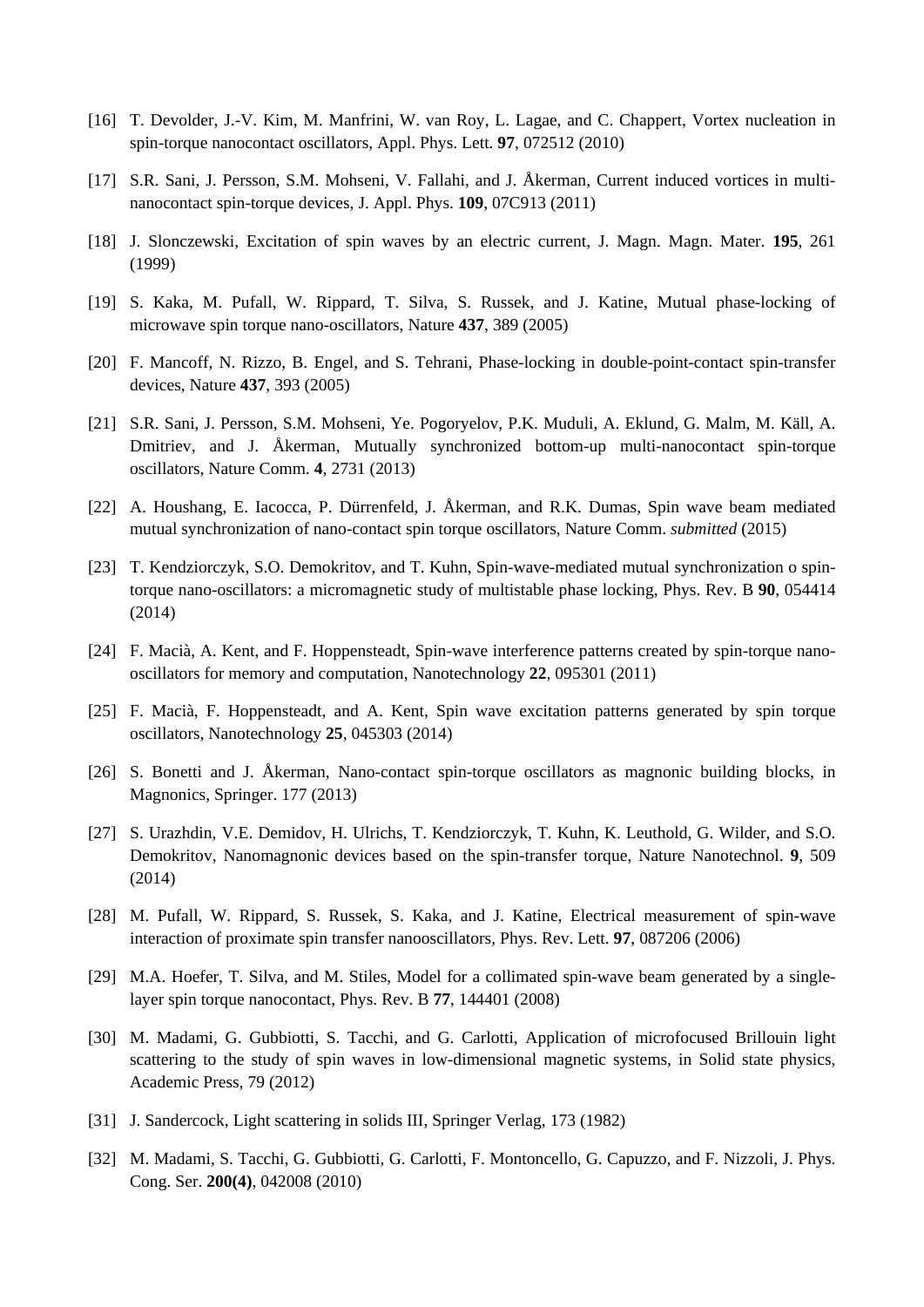[16] T. Devolder, J.-V. Kim, M. Manfrini, W. van Roy, L. Lagae, and C. Chappert, Vortex nucleation in spin-torque nanocontact oscillators, Appl. Phys. Lett. **97**, 072512 (2010)

[17] S.R. Sani, J. Persson, S.M. Mohseni, V. Fallahi, and J. Åkerman, Current induced vortices in multi-nanocontact spin-torque devices, J. Appl. Phys. **109**, 07C913 (2011)

[18] J. Slonczewski, Excitation of spin waves by an electric current, J. Magn. Magn. Mater. **195**, 261 (1999)

[19] S. Kaka, M. Pufall, W. Rippard, T. Silva, S. Russek, and J. Katine, Mutual phase-locking of microwave spin torque nano-oscillators, Nature **437**, 389 (2005)

[20] F. Mancoff, N. Rizzo, B. Engel, and S. Tehrani, Phase-locking in double-point-contact spin-transfer devices, Nature **437**, 393 (2005)

[21] S.R. Sani, J. Persson, S.M. Mohseni, Ye. Pogoryelov, P.K. Muduli, A. Eklund, G. Malm, M. Käll, A. Dmitriev, and J. Åkerman, Mutually synchronized bottom-up multi-nanocontact spin-torque oscillators, Nature Comm. **4**, 2731 (2013)

[22] A. Houshang, E. Iacocca, P. Dürrenfeld, J. Åkerman, and R.K. Dumas, Spin wave beam mediated mutual synchronization of nano-contact spin torque oscillators, Nature Comm. *submitted* (2015)

[23] T. Kendziorczyk, S.O. Demokritov, and T. Kuhn, Spin-wave-mediated mutual synchronization o spin-torque nano-oscillators: a micromagnetic study of multistable phase locking, Phys. Rev. B **90**, 054414 (2014)

[24] F. Macià, A. Kent, and F. Hoppensteadt, Spin-wave interference patterns created by spin-torque nano-oscillators for memory and computation, Nanotechnology **22**, 095301 (2011)

[25] F. Macià, F. Hoppensteadt, and A. Kent, Spin wave excitation patterns generated by spin torque oscillators, Nanotechnology **25**, 045303 (2014)

[26] S. Bonetti and J. Åkerman, Nano-contact spin-torque oscillators as magnonic building blocks, in Magnonics, Springer. 177 (2013)

[27] S. Urazhdin, V.E. Demidov, H. Ulrichs, T. Kendziorczyk, T. Kuhn, K. Leuthold, G. Wilder, and S.O. Demokritov, Nanomagnonic devices based on the spin-transfer torque, Nature Nanotechnol. **9**, 509 (2014)

[28] M. Pufall, W. Rippard, S. Russek, S. Kaka, and J. Katine, Electrical measurement of spin-wave interaction of proximate spin transfer nanooscillators, Phys. Rev. Lett. **97**, 087206 (2006)

[29] M.A. Hoefer, T. Silva, and M. Stiles, Model for a collimated spin-wave beam generated by a single-layer spin torque nanocontact, Phys. Rev. B **77**, 144401 (2008)

[30] M. Madami, G. Gubbiotti, S. Tacchi, and G. Carlotti, Application of microfocused Brillouin light scattering to the study of spin waves in low-dimensional magnetic systems, in Solid state physics, Academic Press, 79 (2012)

[31] J. Sandercock, Light scattering in solids III, Springer Verlag, 173 (1982)

[32] M. Madami, S. Tacchi, G. Gubbiotti, G. Carlotti, F. Montoncello, G. Capuzzo, and F. Nizzoli, J. Phys. Cong. Ser. **200(4)**, 042008 (2010)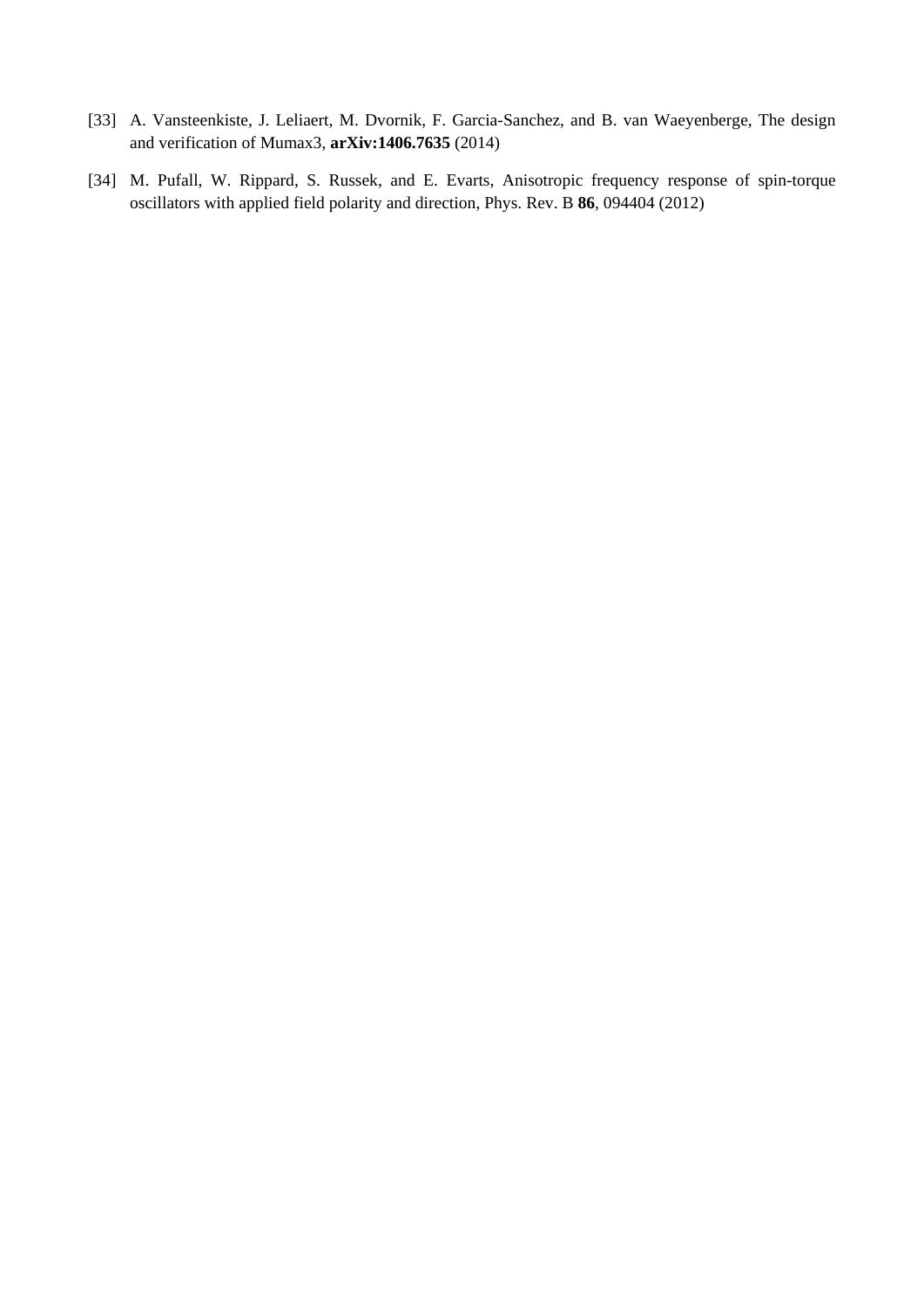[33] A. Vansteenkiste, J. Leliaert, M. Dvornik, F. Garcia-Sanchez, and B. van Waeyenberge, The design and verification of Mumax3, **arXiv:1406.7635** (2014)

[34] M. Pufall, W. Rippard, S. Russek, and E. Evarts, Anisotropic frequency response of spin-torque oscillators with applied field polarity and direction, Phys. Rev. B **86**, 094404 (2012)